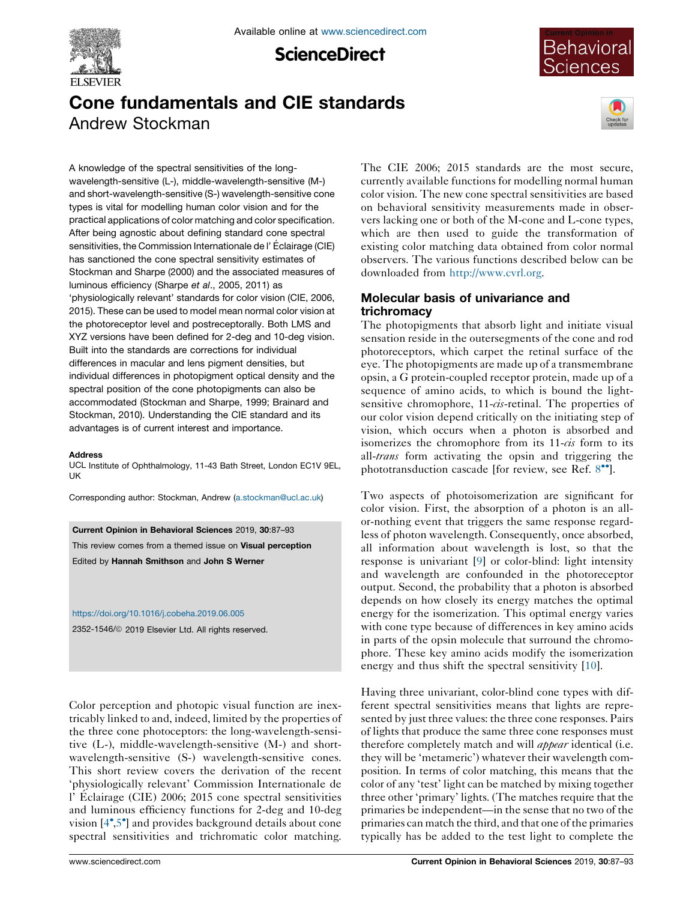# Cone fundamentals and CIE standards

Andrew Stockman

A knowledge of the spectral sensitivities of the long-wavelength-sensitive (L-), middle-wavelength-sensitive (M-) and short-wavelength-sensitive (S-) wavelength-sensitive cone types is vital for modelling human color vision and for the practical applications of color matching and color specification. After being agnostic about defining standard cone spectral sensitivities, the Commission Internationale de l' Éclairage (CIE) has sanctioned the cone spectral sensitivity estimates of Stockman and Sharpe (2000) and the associated measures of luminous efficiency (Sharpe *et al*., 2005, 2011) as 'physiologically relevant' standards for color vision (CIE, 2006, 2015). These can be used to model mean normal color vision at the photoreceptor level and postreceptorally. Both LMS and XYZ versions have been defined for 2-deg and 10-deg vision. Built into the standards are corrections for individual differences in macular and lens pigment densities, but individual differences in photopigment optical density and the spectral position of the cone photopigments can also be accommodated (Stockman and Sharpe, 1999; Brainard and Stockman, 2010). Understanding the CIE standard and its advantages is of current interest and importance.

**Address**
UCL Institute of Ophthalmology, 11-43 Bath Street, London EC1V 9EL, UK

Corresponding author: Stockman, Andrew (a.stockman@ucl.ac.uk)

**Current Opinion in Behavioral Sciences** 2019, **30**:87–93

This review comes from a themed issue on **Visual perception**

Edited by **Hannah Smithson** and **John S Werner**

https://doi.org/10.1016/j.cobeha.2019.06.005

2352-1546/© 2019 Elsevier Ltd. All rights reserved.

Color perception and photopic visual function are inextricably linked to and, indeed, limited by the properties of the three cone photoceptors: the long-wavelength-sensitive (L-), middle-wavelength-sensitive (M-) and short-wavelength-sensitive (S-) wavelength-sensitive cones. This short review covers the derivation of the recent 'physiologically relevant' Commission Internationale de l' Éclairage (CIE) 2006; 2015 cone spectral sensitivities and luminous efficiency functions for 2-deg and 10-deg vision [4•,5•] and provides background details about cone spectral sensitivities and trichromatic color matching. The CIE 2006; 2015 standards are the most secure, currently available functions for modelling normal human color vision. The new cone spectral sensitivities are based on behavioral sensitivity measurements made in observers lacking one or both of the M-cone and L-cone types, which are then used to guide the transformation of existing color matching data obtained from color normal observers. The various functions described below can be downloaded from http://www.cvrl.org.

## Molecular basis of univariance and trichromacy

The photopigments that absorb light and initiate visual sensation reside in the outersegments of the cone and rod photoreceptors, which carpet the retinal surface of the eye. The photopigments are made up of a transmembrane opsin, a G protein-coupled receptor protein, made up of a sequence of amino acids, to which is bound the light-sensitive chromophore, 11-*cis*-retinal. The properties of our color vision depend critically on the initiating step of vision, which occurs when a photon is absorbed and isomerizes the chromophore from its 11-*cis* form to its all-*trans* form activating the opsin and triggering the phototransduction cascade [for review, see Ref. 8••].

Two aspects of photoisomerization are significant for color vision. First, the absorption of a photon is an all-or-nothing event that triggers the same response regardless of photon wavelength. Consequently, once absorbed, all information about wavelength is lost, so that the response is univariant [9] or color-blind: light intensity and wavelength are confounded in the photoreceptor output. Second, the probability that a photon is absorbed depends on how closely its energy matches the optimal energy for the isomerization. This optimal energy varies with cone type because of differences in key amino acids in parts of the opsin molecule that surround the chromophore. These key amino acids modify the isomerization energy and thus shift the spectral sensitivity [10].

Having three univariant, color-blind cone types with different spectral sensitivities means that lights are represented by just three values: the three cone responses. Pairs of lights that produce the same three cone responses must therefore completely match and will *appear* identical (i.e. they will be 'metameric') whatever their wavelength composition. In terms of color matching, this means that the color of any 'test' light can be matched by mixing together three other 'primary' lights. (The matches require that the primaries be independent—in the sense that no two of the primaries can match the third, and that one of the primaries typically has be added to the test light to complete the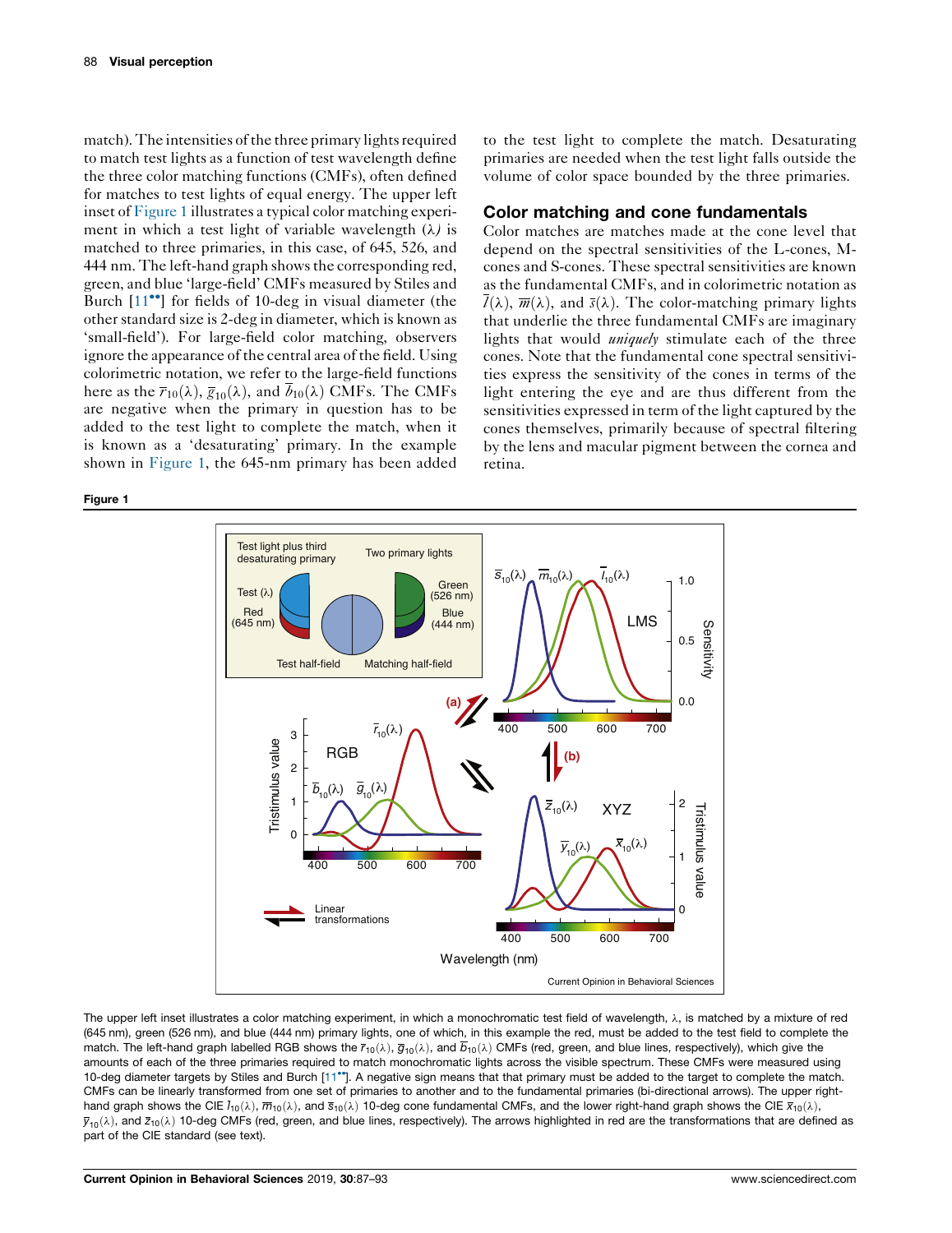match). The intensities of the three primary lights required to match test lights as a function of test wavelength define the three color matching functions (CMFs), often defined for matches to test lights of equal energy. The upper left inset of Figure 1 illustrates a typical color matching experiment in which a test light of variable wavelength ($\lambda$) is matched to three primaries, in this case, of 645, 526, and 444 nm. The left-hand graph shows the corresponding red, green, and blue 'large-field' CMFs measured by Stiles and Burch [11••] for fields of 10-deg in visual diameter (the other standard size is 2-deg in diameter, which is known as 'small-field'). For large-field color matching, observers ignore the appearance of the central area of the field. Using colorimetric notation, we refer to the large-field functions here as the $\bar{r}_{10}(\lambda)$, $\bar{g}_{10}(\lambda)$, and $\bar{b}_{10}(\lambda)$ CMFs. The CMFs are negative when the primary in question has to be added to the test light to complete the match, when it is known as a 'desaturating' primary. In the example shown in Figure 1, the 645-nm primary has been added to the test light to complete the match. Desaturating primaries are needed when the test light falls outside the volume of color space bounded by the three primaries.

## Color matching and cone fundamentals

Color matches are matches made at the cone level that depend on the spectral sensitivities of the L-cones, M-cones and S-cones. These spectral sensitivities are known as the fundamental CMFs, and in colorimetric notation as $\bar{l}(\lambda)$, $\bar{m}(\lambda)$, and $\bar{s}(\lambda)$. The color-matching primary lights that underlie the three fundamental CMFs are imaginary lights that would *uniquely* stimulate each of the three cones. Note that the fundamental cone spectral sensitivities express the sensitivity of the cones in terms of the light entering the eye and are thus different from the sensitivities expressed in term of the light captured by the cones themselves, primarily because of spectral filtering by the lens and macular pigment between the cornea and retina.

**Figure 1**

The upper left inset illustrates a color matching experiment, in which a monochromatic test field of wavelength, $\lambda$, is matched by a mixture of red (645 nm), green (526 nm), and blue (444 nm) primary lights, one of which, in this example the red, must be added to the test field to complete the match. The left-hand graph labelled RGB shows the $\bar{r}_{10}(\lambda)$, $\bar{g}_{10}(\lambda)$, and $\bar{b}_{10}(\lambda)$ CMFs (red, green, and blue lines, respectively), which give the amounts of each of the three primaries required to match monochromatic lights across the visible spectrum. These CMFs were measured using 10-deg diameter targets by Stiles and Burch [11••]. A negative sign means that that primary must be added to the target to complete the match. CMFs can be linearly transformed from one set of primaries to another and to the fundamental primaries (bi-directional arrows). The upper right-hand graph shows the CIE $\bar{l}_{10}(\lambda)$, $\bar{m}_{10}(\lambda)$, and $\bar{s}_{10}(\lambda)$ 10-deg cone fundamental CMFs, and the lower right-hand graph shows the CIE $\bar{x}_{10}(\lambda)$, $\bar{y}_{10}(\lambda)$, and $\bar{z}_{10}(\lambda)$ 10-deg CMFs (red, green, and blue lines, respectively). The arrows highlighted in red are the transformations that are defined as part of the CIE standard (see text).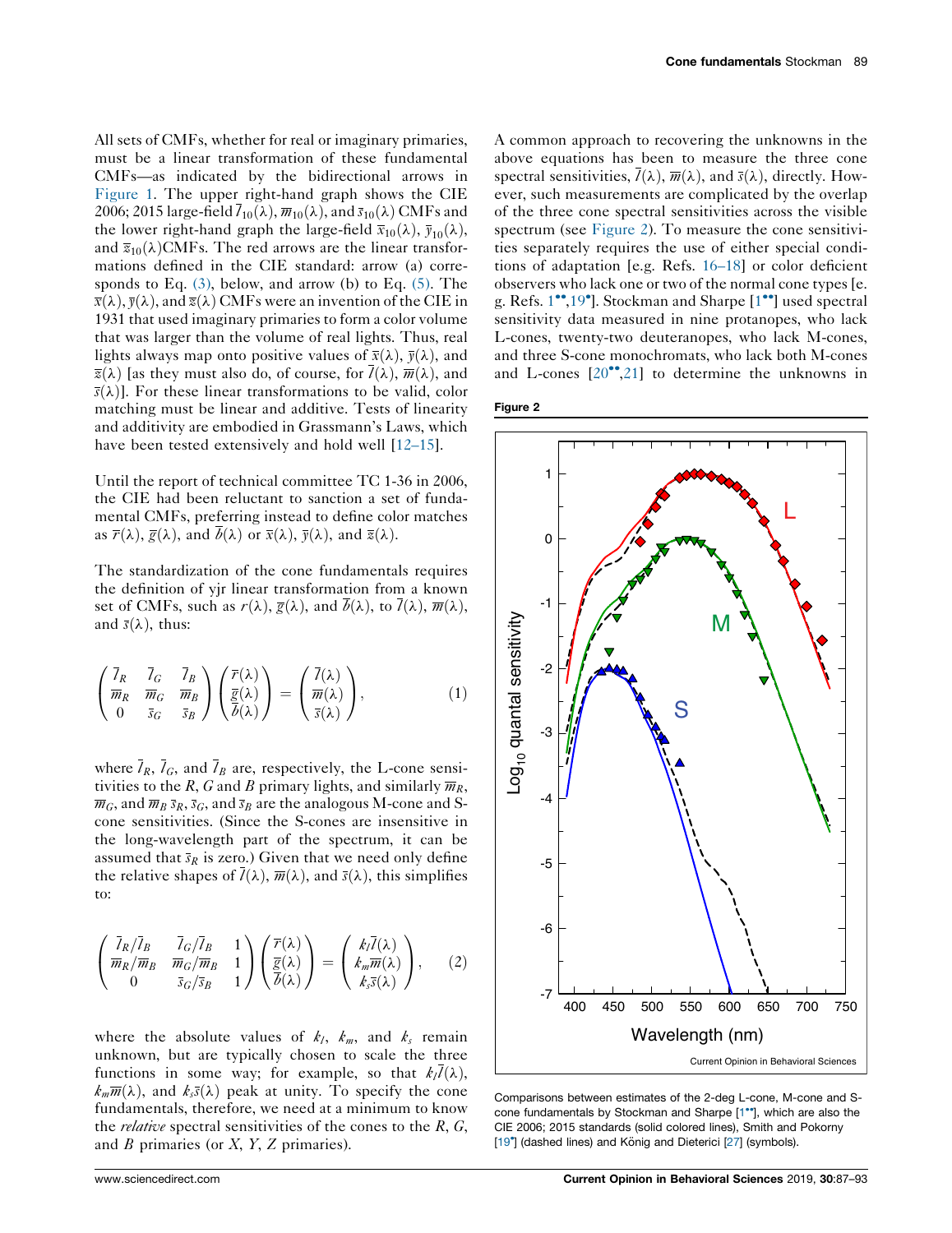All sets of CMFs, whether for real or imaginary primaries, must be a linear transformation of these fundamental CMFs—as indicated by the bidirectional arrows in Figure 1. The upper right-hand graph shows the CIE 2006; 2015 large-field $\bar{l}_{10}(\lambda)$, $\bar{m}_{10}(\lambda)$, and $\bar{s}_{10}(\lambda)$ CMFs and the lower right-hand graph the large-field $\bar{x}_{10}(\lambda)$, $\bar{y}_{10}(\lambda)$, and $\bar{z}_{10}(\lambda)$CMFs. The red arrows are the linear transformations defined in the CIE standard: arrow (a) corresponds to Eq. (3), below, and arrow (b) to Eq. (5). The $\bar{x}(\lambda)$, $\bar{y}(\lambda)$, and $\bar{z}(\lambda)$ CMFs were an invention of the CIE in 1931 that used imaginary primaries to form a color volume that was larger than the volume of real lights. Thus, real lights always map onto positive values of $\bar{x}(\lambda)$, $\bar{y}(\lambda)$, and $\bar{z}(\lambda)$ [as they must also do, of course, for $\bar{l}(\lambda)$, $\bar{m}(\lambda)$, and $\bar{s}(\lambda)$]. For these linear transformations to be valid, color matching must be linear and additive. Tests of linearity and additivity are embodied in Grassmann's Laws, which have been tested extensively and hold well [12–15].

Until the report of technical committee TC 1-36 in 2006, the CIE had been reluctant to sanction a set of fundamental CMFs, preferring instead to define color matches as $\bar{r}(\lambda)$, $\bar{g}(\lambda)$, and $\bar{b}(\lambda)$ or $\bar{x}(\lambda)$, $\bar{y}(\lambda)$, and $\bar{z}(\lambda)$.

The standardization of the cone fundamentals requires the definition of yjr linear transformation from a known set of CMFs, such as $r(\lambda)$, $\bar{g}(\lambda)$, and $\bar{b}(\lambda)$, to $\bar{l}(\lambda)$, $\bar{m}(\lambda)$, and $\bar{s}(\lambda)$, thus:

$$\begin{pmatrix} \bar{l}_R & \bar{l}_G & \bar{l}_B \\ \bar{m}_R & \bar{m}_G & \bar{m}_B \\ 0 & \bar{s}_G & \bar{s}_B \end{pmatrix} \begin{pmatrix} \bar{r}(\lambda) \\ \bar{g}(\lambda) \\ \bar{b}(\lambda) \end{pmatrix} = \begin{pmatrix} \bar{l}(\lambda) \\ \bar{m}(\lambda) \\ \bar{s}(\lambda) \end{pmatrix}, \tag{1}$$

where $\bar{l}_R$, $\bar{l}_G$, and $\bar{l}_B$ are, respectively, the L-cone sensitivities to the $R$, $G$ and $B$ primary lights, and similarly $\bar{m}_R$, $\bar{m}_G$, and $\bar{m}_B$ $\bar{s}_R$, $\bar{s}_G$, and $\bar{s}_B$ are the analogous M-cone and S-cone sensitivities. (Since the S-cones are insensitive in the long-wavelength part of the spectrum, it can be assumed that $\bar{s}_R$ is zero.) Given that we need only define the relative shapes of $\bar{l}(\lambda)$, $\bar{m}(\lambda)$, and $\bar{s}(\lambda)$, this simplifies to:

$$\begin{pmatrix} \bar{l}_R/\bar{l}_B & \bar{l}_G/\bar{l}_B & 1 \\ \bar{m}_R/\bar{m}_B & \bar{m}_G/\bar{m}_B & 1 \\ 0 & \bar{s}_G/\bar{s}_B & 1 \end{pmatrix} \begin{pmatrix} \bar{r}(\lambda) \\ \bar{g}(\lambda) \\ \bar{b}(\lambda) \end{pmatrix} = \begin{pmatrix} k_l\bar{l}(\lambda) \\ k_m\bar{m}(\lambda) \\ k_s\bar{s}(\lambda) \end{pmatrix}, \tag{2}$$

where the absolute values of $k_l$, $k_m$, and $k_s$ remain unknown, but are typically chosen to scale the three functions in some way; for example, so that $k_l\bar{l}(\lambda)$, $k_m\bar{m}(\lambda)$, and $k_s\bar{s}(\lambda)$ peak at unity. To specify the cone fundamentals, therefore, we need at a minimum to know the *relative* spectral sensitivities of the cones to the $R$, $G$, and $B$ primaries (or $X$, $Y$, $Z$ primaries).

A common approach to recovering the unknowns in the above equations has been to measure the three cone spectral sensitivities, $\bar{l}(\lambda)$, $\bar{m}(\lambda)$, and $\bar{s}(\lambda)$, directly. However, such measurements are complicated by the overlap of the three cone spectral sensitivities across the visible spectrum (see Figure 2). To measure the cone sensitivities separately requires the use of either special conditions of adaptation [e.g. Refs. 16–18] or color deficient observers who lack one or two of the normal cone types [e.g. Refs. 1••,19•]. Stockman and Sharpe [1••] used spectral sensitivity data measured in nine protanopes, who lack L-cones, twenty-two deuteranopes, who lack M-cones, and three S-cone monochromats, who lack both M-cones and L-cones [20••,21] to determine the unknowns in

**Figure 2**

Comparisons between estimates of the 2-deg L-cone, M-cone and S-cone fundamentals by Stockman and Sharpe [1••], which are also the CIE 2006; 2015 standards (solid colored lines), Smith and Pokorny [19•] (dashed lines) and König and Dieterici [27] (symbols).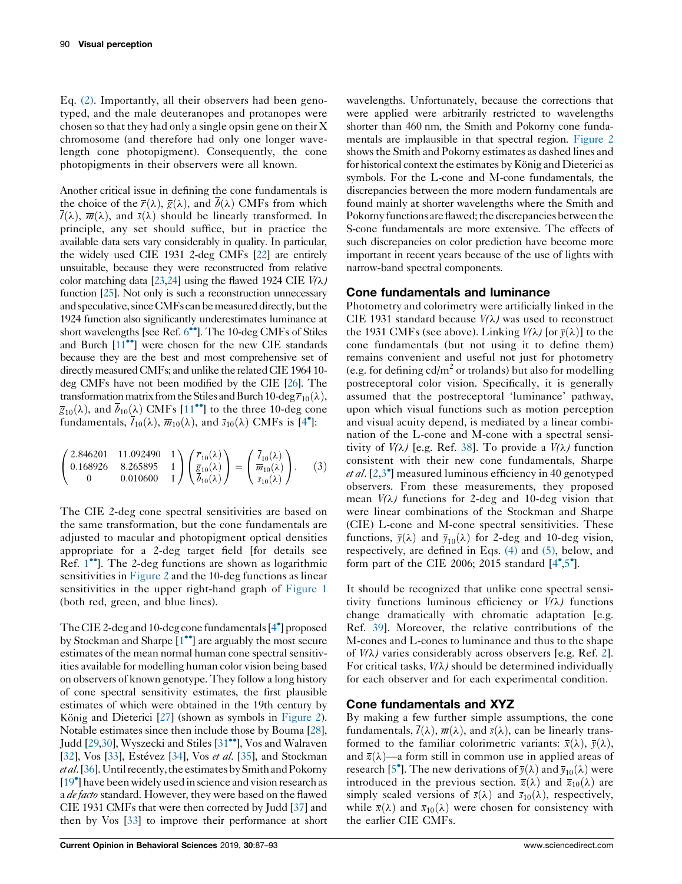Eq. (2). Importantly, all their observers had been genotyped, and the male deuteranopes and protanopes were chosen so that they had only a single opsin gene on their X chromosome (and therefore had only one longer wavelength cone photopigment). Consequently, the cone photopigments in their observers were all known.

Another critical issue in defining the cone fundamentals is the choice of the $\bar{r}(\lambda)$, $\bar{g}(\lambda)$, and $\bar{b}(\lambda)$ CMFs from which $\bar{l}(\lambda)$, $\bar{m}(\lambda)$, and $\bar{s}(\lambda)$ should be linearly transformed. In principle, any set should suffice, but in practice the available data sets vary considerably in quality. In particular, the widely used CIE 1931 2-deg CMFs [22] are entirely unsuitable, because they were reconstructed from relative color matching data [23,24] using the flawed 1924 CIE *V(λ)* function [25]. Not only is such a reconstruction unnecessary and speculative, since CMFs can be measured directly, but the 1924 function also significantly underestimates luminance at short wavelengths [see Ref. 6••]. The 10-deg CMFs of Stiles and Burch [11••] were chosen for the new CIE standards because they are the best and most comprehensive set of directly measured CMFs; and unlike the related CIE 1964 10-deg CMFs have not been modified by the CIE [26]. The transformation matrix from the Stiles and Burch 10-deg $\bar{r}_{10}(\lambda)$, $\bar{g}_{10}(\lambda)$, and $\bar{b}_{10}(\lambda)$ CMFs [11••] to the three 10-deg cone fundamentals, $\bar{l}_{10}(\lambda)$, $\bar{m}_{10}(\lambda)$, and $\bar{s}_{10}(\lambda)$ CMFs is [4•]:

$$\begin{pmatrix} 2.846201 & 11.092490 & 1 \\ 0.168926 & 8.265895 & 1 \\ 0 & 0.010600 & 1 \end{pmatrix} \begin{pmatrix} \bar{r}_{10}(\lambda) \\ \bar{g}_{10}(\lambda) \\ \bar{b}_{10}(\lambda) \end{pmatrix} = \begin{pmatrix} \bar{l}_{10}(\lambda) \\ \bar{m}_{10}(\lambda) \\ \bar{s}_{10}(\lambda) \end{pmatrix}. \quad (3)$$

The CIE 2-deg cone spectral sensitivities are based on the same transformation, but the cone fundamentals are adjusted to macular and photopigment optical densities appropriate for a 2-deg target field [for details see Ref. 1••]. The 2-deg functions are shown as logarithmic sensitivities in Figure 2 and the 10-deg functions as linear sensitivities in the upper right-hand graph of Figure 1 (both red, green, and blue lines).

The CIE 2-deg and 10-deg cone fundamentals [4•] proposed by Stockman and Sharpe [1••] are arguably the most secure estimates of the mean normal human cone spectral sensitivities available for modelling human color vision being based on observers of known genotype. They follow a long history of cone spectral sensitivity estimates, the first plausible estimates of which were obtained in the 19th century by König and Dieterici [27] (shown as symbols in Figure 2). Notable estimates since then include those by Bouma [28], Judd [29,30], Wyszecki and Stiles [31••], Vos and Walraven [32], Vos [33], Estévez [34], Vos *et al.* [35], and Stockman *et al.* [36]. Until recently, the estimates by Smith and Pokorny [19•] have been widely used in science and vision research as a *de facto* standard. However, they were based on the flawed CIE 1931 CMFs that were then corrected by Judd [37] and then by Vos [33] to improve their performance at short wavelengths. Unfortunately, because the corrections that were applied were arbitrarily restricted to wavelengths shorter than 460 nm, the Smith and Pokorny cone fundamentals are implausible in that spectral region. Figure 2 shows the Smith and Pokorny estimates as dashed lines and for historical context the estimates by König and Dieterici as symbols. For the L-cone and M-cone fundamentals, the discrepancies between the more modern fundamentals are found mainly at shorter wavelengths where the Smith and Pokorny functions are flawed; the discrepancies between the S-cone fundamentals are more extensive. The effects of such discrepancies on color prediction have become more important in recent years because of the use of lights with narrow-band spectral components.

## Cone fundamentals and luminance

Photometry and colorimetry were artificially linked in the CIE 1931 standard because *V(λ)* was used to reconstruct the 1931 CMFs (see above). Linking *V(λ)* [or $\bar{y}(\lambda)$] to the cone fundamentals (but not using it to define them) remains convenient and useful not just for photometry (e.g. for defining cd/m$^2$ or trolands) but also for modelling postreceptoral color vision. Specifically, it is generally assumed that the postreceptoral 'luminance' pathway, upon which visual functions such as motion perception and visual acuity depend, is mediated by a linear combination of the L-cone and M-cone with a spectral sensitivity of *V(λ)* [e.g. Ref. 38]. To provide a *V(λ)* function consistent with their new cone fundamentals, Sharpe *et al.* [2,3•] measured luminous efficiency in 40 genotyped observers. From these measurements, they proposed mean *V(λ)* functions for 2-deg and 10-deg vision that were linear combinations of the Stockman and Sharpe (CIE) L-cone and M-cone spectral sensitivities. These functions, $\bar{y}(\lambda)$ and $\bar{y}_{10}(\lambda)$ for 2-deg and 10-deg vision, respectively, are defined in Eqs. (4) and (5), below, and form part of the CIE 2006; 2015 standard [4•,5•].

It should be recognized that unlike cone spectral sensitivity functions luminous efficiency or *V(λ)* functions change dramatically with chromatic adaptation [e.g. Ref. 39]. Moreover, the relative contributions of the M-cones and L-cones to luminance and thus to the shape of *V(λ)* varies considerably across observers [e.g. Ref. 2]. For critical tasks, *V(λ)* should be determined individually for each observer and for each experimental condition.

## Cone fundamentals and XYZ

By making a few further simple assumptions, the cone fundamentals, $\bar{l}(\lambda)$, $\bar{m}(\lambda)$, $\bar{s}(\lambda)$, can be linearly transformed to the familiar colorimetric variants: $\bar{x}(\lambda)$, $\bar{y}(\lambda)$, and $\bar{z}(\lambda)$—a form still in common use in applied areas of research [5•]. The new derivations of $\bar{y}(\lambda)$ and $\bar{y}_{10}(\lambda)$ were introduced in the previous section. $\bar{z}(\lambda)$ and $\bar{z}_{10}(\lambda)$ are simply scaled versions of $\bar{s}(\lambda)$ and $\bar{s}_{10}(\lambda)$, respectively, while $\bar{x}(\lambda)$ and $\bar{x}_{10}(\lambda)$ were chosen for consistency with the earlier CIE CMFs.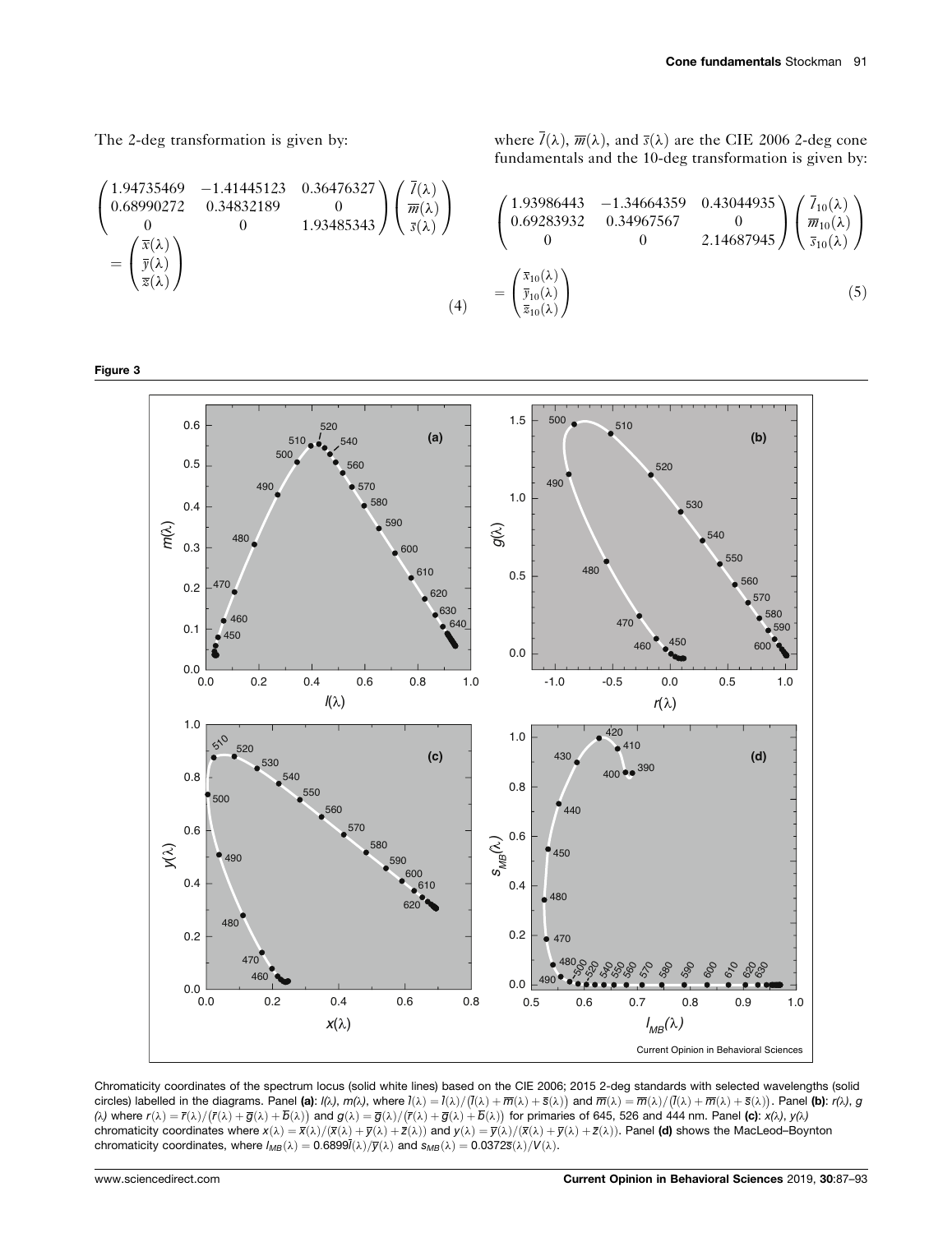The 2-deg transformation is given by:

$$\begin{pmatrix} 1.94735469 & -1.41445123 & 0.36476327 \\ 0.68990272 & 0.34832189 & 0 \\ 0 & 0 & 1.93485343 \end{pmatrix} \begin{pmatrix} \bar{l}(\lambda) \\ \bar{m}(\lambda) \\ \bar{s}(\lambda) \end{pmatrix} = \begin{pmatrix} \bar{x}(\lambda) \\ \bar{y}(\lambda) \\ \bar{z}(\lambda) \end{pmatrix} \quad (4)$$

where $\bar{l}(\lambda)$, $\bar{m}(\lambda)$, and $\bar{s}(\lambda)$ are the CIE 2006 2-deg cone fundamentals and the 10-deg transformation is given by:

$$\begin{pmatrix} 1.93986443 & -1.34664359 & 0.43044935 \\ 0.69283932 & 0.34967567 & 0 \\ 0 & 0 & 2.14687945 \end{pmatrix} \begin{pmatrix} \bar{l}_{10}(\lambda) \\ \bar{m}_{10}(\lambda) \\ \bar{s}_{10}(\lambda) \end{pmatrix} = \begin{pmatrix} \bar{x}_{10}(\lambda) \\ \bar{y}_{10}(\lambda) \\ \bar{z}_{10}(\lambda) \end{pmatrix} \quad (5)$$

**Figure 3**

Chromaticity coordinates of the spectrum locus (solid white lines) based on the CIE 2006; 2015 2-deg standards with selected wavelengths (solid circles) labelled in the diagrams. Panel **(a)**: $l(\lambda)$, $m(\lambda)$, where $l(\lambda) = \bar{l}(\lambda)/(\bar{l}(\lambda) + \bar{m}(\lambda) + \bar{s}(\lambda))$ and $\bar{m}(\lambda) = \bar{m}(\lambda)/(\bar{l}(\lambda) + \bar{m}(\lambda) + \bar{s}(\lambda))$. Panel **(b)**: $r(\lambda)$, $g(\lambda)$ where $r(\lambda) = \bar{r}(\lambda)/(\bar{r}(\lambda) + \bar{g}(\lambda) + \bar{b}(\lambda))$ and $g(\lambda) = \bar{g}(\lambda)/(\bar{r}(\lambda) + \bar{g}(\lambda) + \bar{b}(\lambda))$ for primaries of 645, 526 and 444 nm. Panel **(c)**: $x(\lambda)$, $y(\lambda)$ chromaticity coordinates where $x(\lambda) = \bar{x}(\lambda)/(\bar{x}(\lambda) + \bar{y}(\lambda) + \bar{z}(\lambda))$ and $y(\lambda) = \bar{y}(\lambda)/(\bar{x}(\lambda) + \bar{y}(\lambda) + \bar{z}(\lambda))$. Panel **(d)** shows the MacLeod–Boynton chromaticity coordinates, where $l_{MB}(\lambda) = 0.6899\bar{l}(\lambda)/\bar{y}(\lambda)$ and $s_{MB}(\lambda) = 0.0372\bar{s}(\lambda)/V(\lambda)$.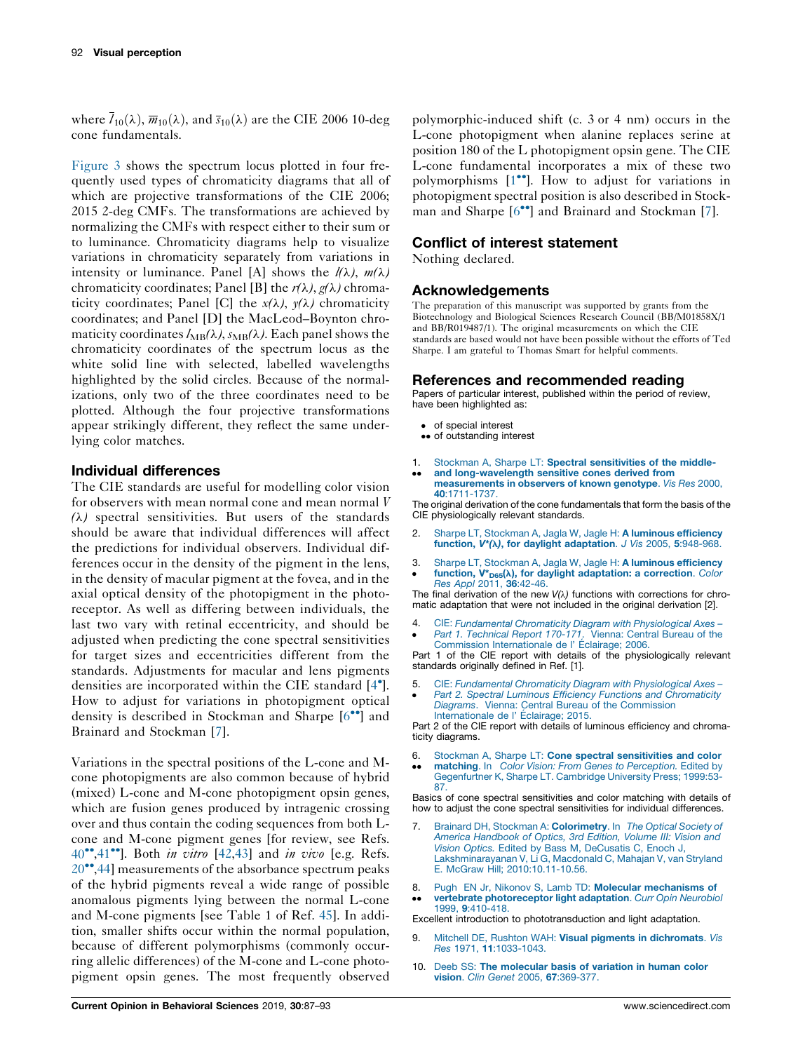where $\bar{l}_{10}(\lambda)$, $\bar{m}_{10}(\lambda)$, and $\bar{s}_{10}(\lambda)$ are the CIE 2006 10-deg cone fundamentals.

Figure 3 shows the spectrum locus plotted in four frequently used types of chromaticity diagrams that all of which are projective transformations of the CIE 2006; 2015 2-deg CMFs. The transformations are achieved by normalizing the CMFs with respect either to their sum or to luminance. Chromaticity diagrams help to visualize variations in chromaticity separately from variations in intensity or luminance. Panel [A] shows the $l(\lambda)$, $m(\lambda)$ chromaticity coordinates; Panel [B] the $r(\lambda)$, $g(\lambda)$ chromaticity coordinates; Panel [C] the $x(\lambda)$, $y(\lambda)$ chromaticity coordinates; and Panel [D] the MacLeod–Boynton chromaticity coordinates $l_{MB}(\lambda)$, $s_{MB}(\lambda)$. Each panel shows the chromaticity coordinates of the spectrum locus as the white solid line with selected, labelled wavelengths highlighted by the solid circles. Because of the normalizations, only two of the three coordinates need to be plotted. Although the four projective transformations appear strikingly different, they reflect the same underlying color matches.

## Individual differences

The CIE standards are useful for modelling color vision for observers with mean normal cone and mean normal $V(\lambda)$ spectral sensitivities. But users of the standards should be aware that individual differences will affect the predictions for individual observers. Individual differences occur in the density of the pigment in the lens, in the density of macular pigment at the fovea, and in the axial optical density of the photopigment in the photoreceptor. As well as differing between individuals, the last two vary with retinal eccentricity, and should be adjusted when predicting the cone spectral sensitivities for target sizes and eccentricities different from the standards. Adjustments for macular and lens pigments densities are incorporated within the CIE standard [4•]. How to adjust for variations in photopigment optical density is described in Stockman and Sharpe [6••] and Brainard and Stockman [7].

Variations in the spectral positions of the L-cone and M-cone photopigments are also common because of hybrid (mixed) L-cone and M-cone photopigment opsin genes, which are fusion genes produced by intragenic crossing over and thus contain the coding sequences from both L-cone and M-cone pigment genes [for review, see Refs. 40••,41••]. Both *in vitro* [42,43] and *in vivo* [e.g. Refs. 20••,44] measurements of the absorbance spectrum peaks of the hybrid pigments reveal a wide range of possible anomalous pigments lying between the normal L-cone and M-cone pigments [see Table 1 of Ref. 45]. In addition, smaller shifts occur within the normal population, because of different polymorphisms (commonly occurring allelic differences) of the M-cone and L-cone photopigment opsin genes. The most frequently observed polymorphic-induced shift (c. 3 or 4 nm) occurs in the L-cone photopigment when alanine replaces serine at position 180 of the L photopigment opsin gene. The CIE L-cone fundamental incorporates a mix of these two polymorphisms [1••]. How to adjust for variations in photopigment spectral position is also described in Stockman and Sharpe [6••] and Brainard and Stockman [7].

## Conflict of interest statement

Nothing declared.

## Acknowledgements

The preparation of this manuscript was supported by grants from the Biotechnology and Biological Sciences Research Council (BB/M01858X/1 and BB/R019487/1). The original measurements on which the CIE standards are based would not have been possible without the efforts of Ted Sharpe. I am grateful to Thomas Smart for helpful comments.

## References and recommended reading

Papers of particular interest, published within the period of review, have been highlighted as:

- • of special interest
- •• of outstanding interest

1. •• Stockman A, Sharpe LT: **Spectral sensitivities of the middle- and long-wavelength sensitive cones derived from measurements in observers of known genotype**. *Vis Res* 2000, **40**:1711-1737.
   The original derivation of the cone fundamentals that form the basis of the CIE physiologically relevant standards.
2. Sharpe LT, Stockman A, Jagla W, Jagle H: **A luminous efficiency function, $V^*(\lambda)$, for daylight adaptation**. *J Vis* 2005, **5**:948-968.
3. • Sharpe LT, Stockman A, Jagla W, Jagle H: **A luminous efficiency function, $V^*_{D65}(\lambda)$, for daylight adaptation: a correction**. *Color Res Appl* 2011, **36**:42-46.
   The final derivation of the new $V(\lambda)$ functions with corrections for chromatic adaptation that were not included in the original derivation [2].
4. • CIE: *Fundamental Chromaticity Diagram with Physiological Axes – Part 1. Technical Report 170-171*. Vienna: Central Bureau of the Commission Internationale de l' Éclairage; 2006.
   Part 1 of the CIE report with details of the physiologically relevant standards originally defined in Ref. [1].
5. • CIE: *Fundamental Chromaticity Diagram with Physiological Axes – Part 2. Spectral Luminous Efficiency Functions and Chromaticity Diagrams*. Vienna: Central Bureau of the Commission Internationale de l' Éclairage; 2015.
   Part 2 of the CIE report with details of luminous efficiency and chromaticity diagrams.
6. •• Stockman A, Sharpe LT: **Cone spectral sensitivities and color matching**. In *Color Vision: From Genes to Perception.* Edited by Gegenfurtner K, Sharpe LT. Cambridge University Press; 1999:53-87.
   Basics of cone spectral sensitivities and color matching with details of how to adjust the cone spectral sensitivities for individual differences.
7. Brainard DH, Stockman A: **Colorimetry**. In *The Optical Society of America Handbook of Optics, 3rd Edition, Volume III: Vision and Vision Optics.* Edited by Bass M, DeCusatis C, Enoch J, Lakshminarayanan V, Li G, Macdonald C, Mahajan V, van Stryland E. McGraw Hill; 2010:10.11-10.56.
8. •• Pugh EN Jr, Nikonov S, Lamb TD: **Molecular mechanisms of vertebrate photoreceptor light adaptation**. *Curr Opin Neurobiol* 1999, **9**:410-418.
   Excellent introduction to phototransduction and light adaptation.
9. Mitchell DE, Rushton WAH: **Visual pigments in dichromats**. *Vis Res* 1971, **11**:1033-1043.
10. Deeb SS: **The molecular basis of variation in human color vision**. *Clin Genet* 2005, **67**:369-377.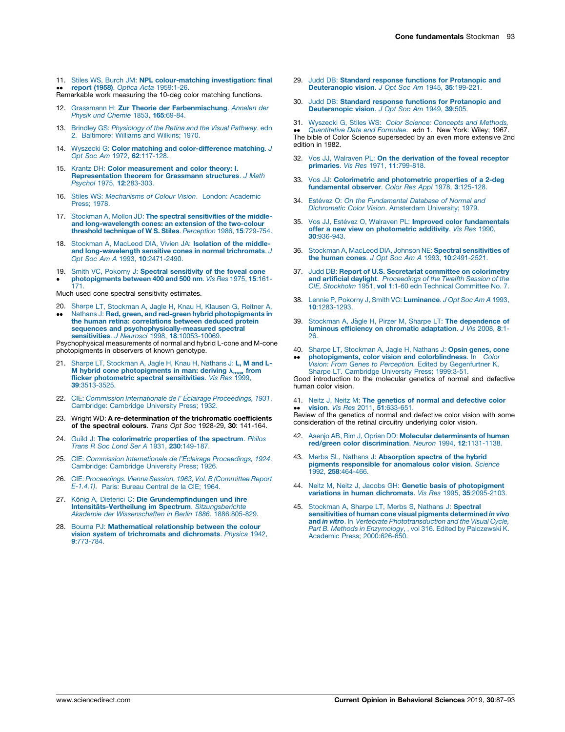11. Stiles WS, Burch JM: **NPL colour-matching investigation: final report (1958)**. *Optica Acta* 1959:1-26.
•• Remarkable work measuring the 10-deg color matching functions.

12. Grassmann H: **Zur Theorie der Farbenmischung**. *Annalen der Physik und Chemie* 1853, **165**:69-84.

13. Brindley GS: *Physiology of the Retina and the Visual Pathway*. edn 2. Baltimore: Williams and Wilkins; 1970.

14. Wyszecki G: **Color matching and color-difference matching**. *J Opt Soc Am* 1972, **62**:117-128.

15. Krantz DH: **Color measurement and color theory: I. Representation theorem for Grassmann structures**. *J Math Psychol* 1975, **12**:283-303.

16. Stiles WS: *Mechanisms of Colour Vision*. London: Academic Press; 1978.

17. Stockman A, Mollon JD: **The spectral sensitivities of the middle- and long-wavelength cones: an extension of the two-colour threshold technique of W S. Stiles**. *Perception* 1986, **15**:729-754.

18. Stockman A, MacLeod DIA, Vivien JA: **Isolation of the middle- and long-wavelength sensitive cones in normal trichromats**. *J Opt Soc Am A* 1993, **10**:2471-2490.

19. Smith VC, Pokorny J: **Spectral sensitivity of the foveal cone photopigments between 400 and 500 nm**. *Vis Res* 1975, **15**:161-171.
• Much used cone spectral sensitivity estimates.

20. Sharpe LT, Stockman A, Jagle H, Knau H, Klausen G, Reitner A, Nathans J: **Red, green, and red-green hybrid photopigments in the human retina: correlations between deduced protein sequences and psychophysically-measured spectral sensitivities**. *J Neurosci* 1998, **18**:10053-10069.
•• Psychophysical measurements of normal and hybrid L-cone and M-cone photopigments in observers of known genotype.

21. Sharpe LT, Stockman A, Jagle H, Knau H, Nathans J: **L, M and L-M hybrid cone photopigments in man: deriving $\lambda_{max}$ from flicker photometric spectral sensitivities**. *Vis Res* 1999, **39**:3513-3525.

22. CIE: *Commission Internationale de l' Éclairage Proceedings, 1931*. Cambridge: Cambridge University Press; 1932.

23. Wright WD: **A re-determination of the trichromatic coefficients of the spectral colours**. *Trans Opt Soc* 1928-29, **30**: 141-164.

24. Guild J: **The colorimetric properties of the spectrum**. *Philos Trans R Soc Lond Ser A* 1931, **230**:149-187.

25. CIE: *Commission Internationale de l'Éclairage Proceedings, 1924*. Cambridge: Cambridge University Press; 1926.

26. CIE: *Proceedings. Vienna Session, 1963, Vol. B (Committee Report E-1.4.1)*. Paris: Bureau Central de la CIE; 1964.

27. König A, Dieterici C: **Die Grundempfindungen und ihre Intensitäts-Vertheilung im Spectrum**. *Sitzungsberichte Akademie der Wissenschaften in Berlin 1886*. 1886:805-829.

28. Bouma PJ: **Mathematical relationship between the colour vision system of trichromats and dichromats**. *Physica* 1942, **9**:773-784.

29. Judd DB: **Standard response functions for Protanopic and Deuteranopic vision**. *J Opt Soc Am* 1945, **35**:199-221.

30. Judd DB: **Standard response functions for Protanopic and Deuteranopic vision**. *J Opt Soc Am* 1949, **39**:505.

31. Wyszecki G, Stiles WS: *Color Science: Concepts and Methods, Quantitative Data and Formulae*. edn 1. New York: Wiley; 1967.
•• The bible of Color Science superseded by an even more extensive 2nd edition in 1982.

32. Vos JJ, Walraven PL: **On the derivation of the foveal receptor primaries**. *Vis Res* 1971, **11**:799-818.

33. Vos JJ: **Colorimetric and photometric properties of a 2-deg fundamental observer**. *Color Res Appl* 1978, **3**:125-128.

34. Estévez O: *On the Fundamental Database of Normal and Dichromatic Color Vision*. Amsterdam University; 1979.

35. Vos JJ, Estévez O, Walraven PL: **Improved color fundamentals offer a new view on photometric additivity**. *Vis Res* 1990, **30**:936-943.

36. Stockman A, MacLeod DIA, Johnson NE: **Spectral sensitivities of the human cones**. *J Opt Soc Am A* 1993, **10**:2491-2521.

37. Judd DB: **Report of U.S. Secretariat committee on colorimetry and artificial daylight**. *Proceedings of the Twelfth Session of the CIE, Stockholm* 1951, **vol 1**:1-60 edn Technical Committee No. 7.

38. Lennie P, Pokorny J, Smith VC: **Luminance**. *J Opt Soc Am A* 1993, **10**:1283-1293.

39. Stockman A, Jägle H, Pirzer M, Sharpe LT: **The dependence of luminous efficiency on chromatic adaptation**. *J Vis* 2008, **8**:1-26.

40. Sharpe LT, Stockman A, Jagle H, Nathans J: **Opsin genes, cone photopigments, color vision and colorblindness**. In *Color Vision: From Genes to Perception.* Edited by Gegenfurtner K, Sharpe LT. Cambridge University Press; 1999:3-51.
•• Good introduction to the molecular genetics of normal and defective human color vision.

41. Neitz J, Neitz M: **The genetics of normal and defective color vision**. *Vis Res* 2011, **51**:633-651.
•• Review of the genetics of normal and defective color vision with some consideration of the retinal circuitry underlying color vision.

42. Asenjo AB, Rim J, Oprian DD: **Molecular determinants of human red/green color discrimination**. *Neuron* 1994, **12**:1131-1138.

43. Merbs SL, Nathans J: **Absorption spectra of the hybrid pigments responsible for anomalous color vision**. *Science* 1992, **258**:464-466.

44. Neitz M, Neitz J, Jacobs GH: **Genetic basis of photopigment variations in human dichromats**. *Vis Res* 1995, **35**:2095-2103.

45. Stockman A, Sharpe LT, Merbs S, Nathans J: **Spectral sensitivities of human cone visual pigments determined *in vivo* and *in vitro***. In *Vertebrate Phototransduction and the Visual Cycle, Part B. Methods in Enzymology*, , vol 316. Edited by Palczewski K. Academic Press; 2000:626-650.